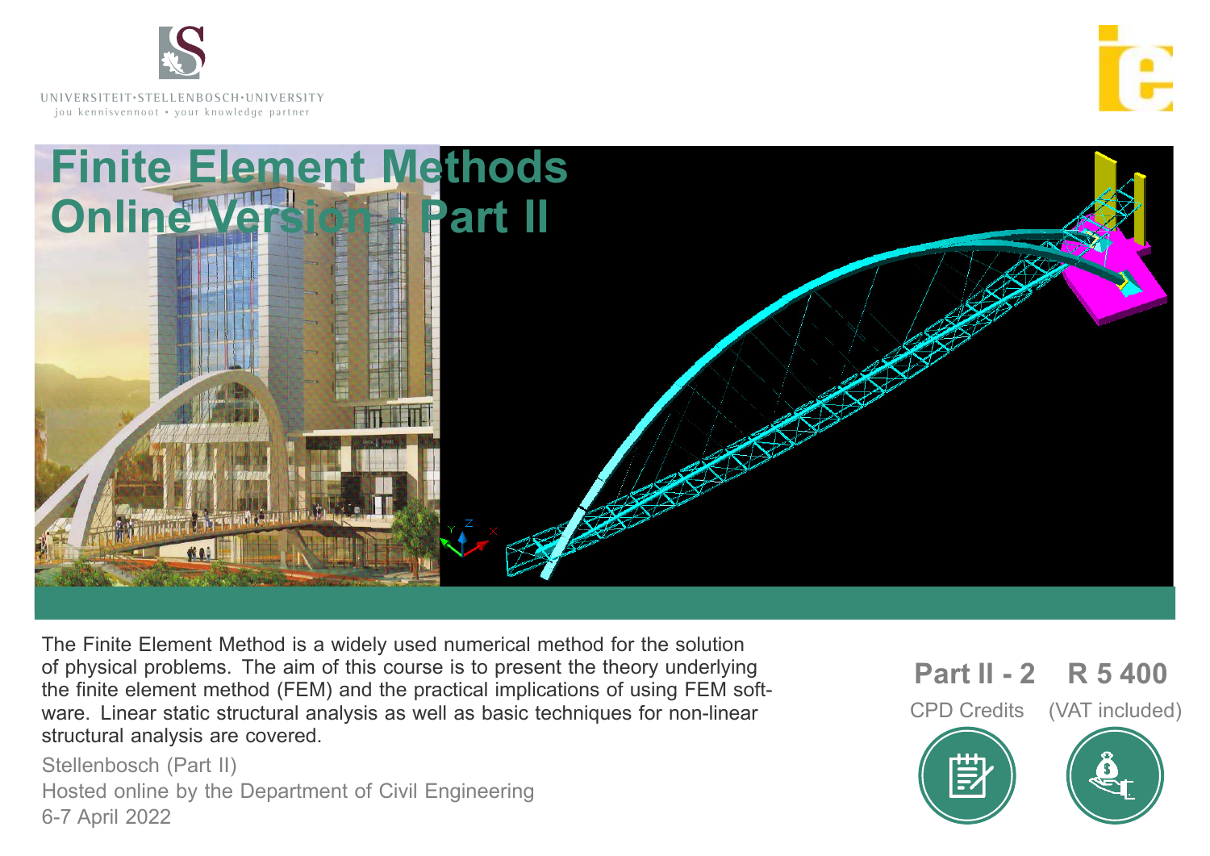UNIVERSITEIT·STELLENBOSCH·UNIVERSITY
jou kennisvennoot • your knowledge partner

# Finite Element Methods Online Version - Part II

The Finite Element Method is a widely used numerical method for the solution of physical problems. The aim of this course is to present the theory underlying the finite element method (FEM) and the practical implications of using FEM software. Linear static structural analysis as well as basic techniques for non-linear structural analysis are covered.

Stellenbosch (Part II)
Hosted online by the Department of Civil Engineering
6-7 April 2022

**Part II - 2**
CPD Credits

**R 5 400**
(VAT included)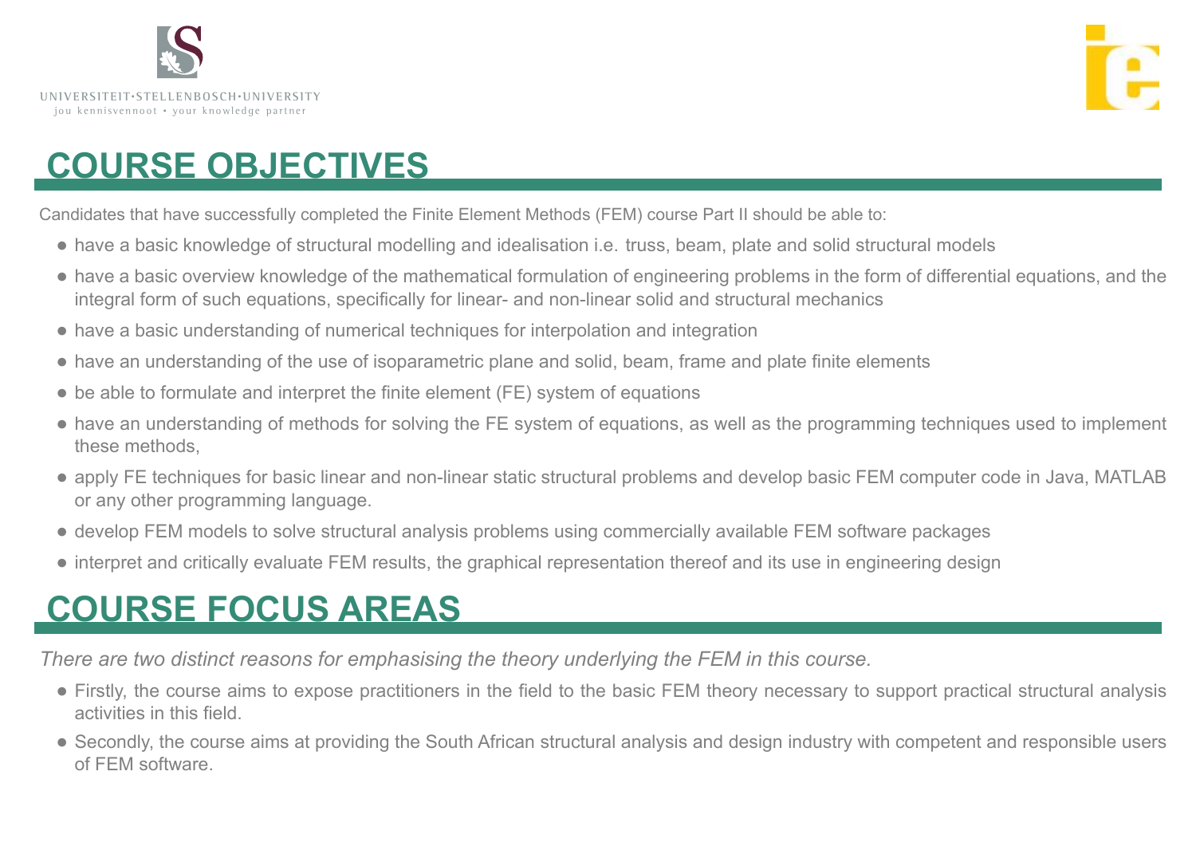## COURSE OBJECTIVES

Candidates that have successfully completed the Finite Element Methods (FEM) course Part II should be able to:

- have a basic knowledge of structural modelling and idealisation i.e. truss, beam, plate and solid structural models
- have a basic overview knowledge of the mathematical formulation of engineering problems in the form of differential equations, and the integral form of such equations, specifically for linear- and non-linear solid and structural mechanics
- have a basic understanding of numerical techniques for interpolation and integration
- have an understanding of the use of isoparametric plane and solid, beam, frame and plate finite elements
- be able to formulate and interpret the finite element (FE) system of equations
- have an understanding of methods for solving the FE system of equations, as well as the programming techniques used to implement these methods,
- apply FE techniques for basic linear and non-linear static structural problems and develop basic FEM computer code in Java, MATLAB or any other programming language.
- develop FEM models to solve structural analysis problems using commercially available FEM software packages
- interpret and critically evaluate FEM results, the graphical representation thereof and its use in engineering design

## COURSE FOCUS AREAS

*There are two distinct reasons for emphasising the theory underlying the FEM in this course.*

- Firstly, the course aims to expose practitioners in the field to the basic FEM theory necessary to support practical structural analysis activities in this field.
- Secondly, the course aims at providing the South African structural analysis and design industry with competent and responsible users of FEM software.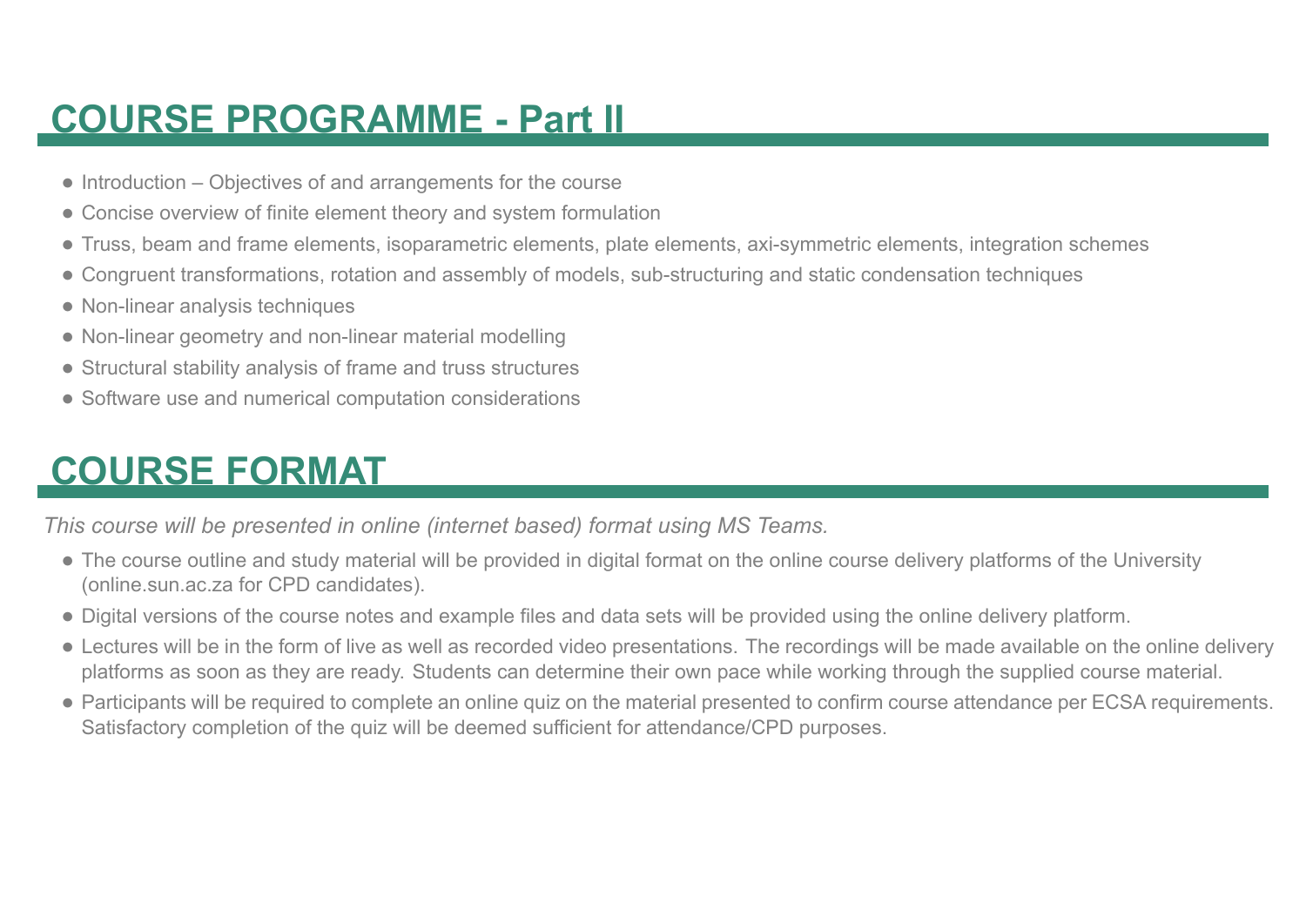## COURSE PROGRAMME - Part II

- Introduction – Objectives of and arrangements for the course
- Concise overview of finite element theory and system formulation
- Truss, beam and frame elements, isoparametric elements, plate elements, axi-symmetric elements, integration schemes
- Congruent transformations, rotation and assembly of models, sub-structuring and static condensation techniques
- Non-linear analysis techniques
- Non-linear geometry and non-linear material modelling
- Structural stability analysis of frame and truss structures
- Software use and numerical computation considerations

## COURSE FORMAT

*This course will be presented in online (internet based) format using MS Teams.*

- The course outline and study material will be provided in digital format on the online course delivery platforms of the University (online.sun.ac.za for CPD candidates).
- Digital versions of the course notes and example files and data sets will be provided using the online delivery platform.
- Lectures will be in the form of live as well as recorded video presentations. The recordings will be made available on the online delivery platforms as soon as they are ready. Students can determine their own pace while working through the supplied course material.
- Participants will be required to complete an online quiz on the material presented to confirm course attendance per ECSA requirements. Satisfactory completion of the quiz will be deemed sufficient for attendance/CPD purposes.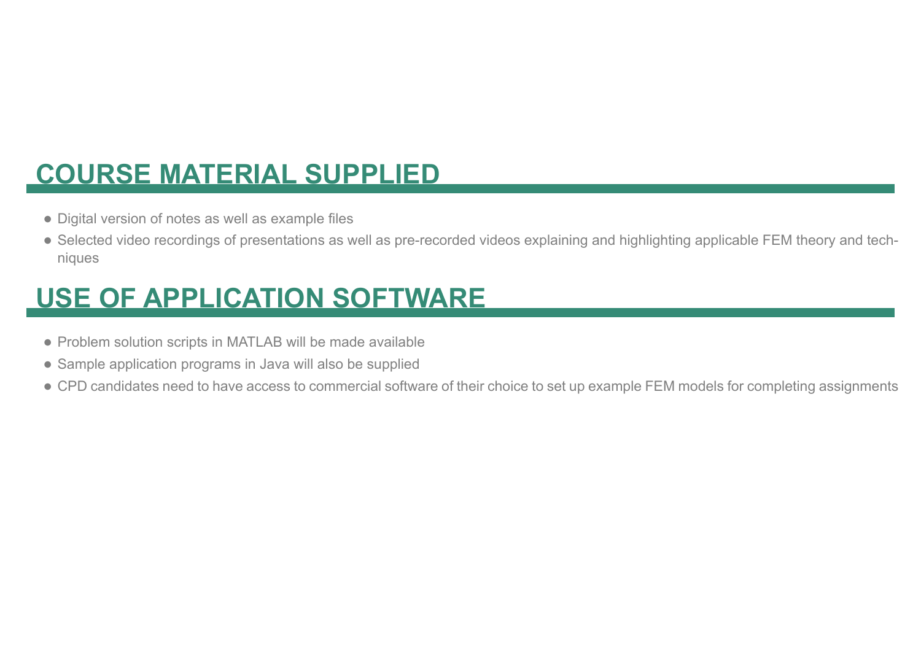## COURSE MATERIAL SUPPLIED

- Digital version of notes as well as example files
- Selected video recordings of presentations as well as pre-recorded videos explaining and highlighting applicable FEM theory and techniques

## USE OF APPLICATION SOFTWARE

- Problem solution scripts in MATLAB will be made available
- Sample application programs in Java will also be supplied
- CPD candidates need to have access to commercial software of their choice to set up example FEM models for completing assignments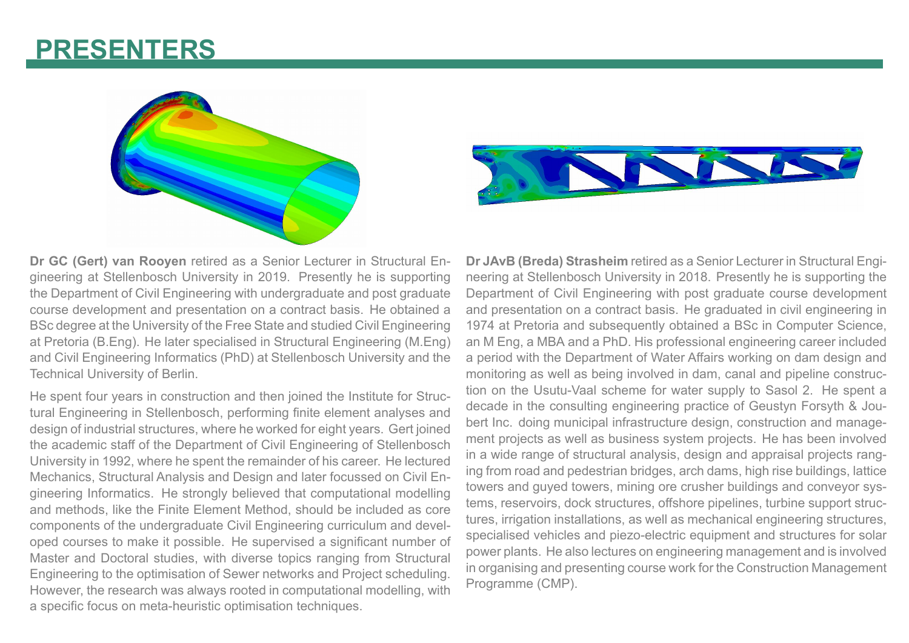# PRESENTERS

**Dr GC (Gert) van Rooyen** retired as a Senior Lecturer in Structural Engineering at Stellenbosch University in 2019. Presently he is supporting the Department of Civil Engineering with undergraduate and post graduate course development and presentation on a contract basis. He obtained a BSc degree at the University of the Free State and studied Civil Engineering at Pretoria (B.Eng). He later specialised in Structural Engineering (M.Eng) and Civil Engineering Informatics (PhD) at Stellenbosch University and the Technical University of Berlin.

He spent four years in construction and then joined the Institute for Structural Engineering in Stellenbosch, performing finite element analyses and design of industrial structures, where he worked for eight years. Gert joined the academic staff of the Department of Civil Engineering of Stellenbosch University in 1992, where he spent the remainder of his career. He lectured Mechanics, Structural Analysis and Design and later focussed on Civil Engineering Informatics. He strongly believed that computational modelling and methods, like the Finite Element Method, should be included as core components of the undergraduate Civil Engineering curriculum and developed courses to make it possible. He supervised a significant number of Master and Doctoral studies, with diverse topics ranging from Structural Engineering to the optimisation of Sewer networks and Project scheduling. However, the research was always rooted in computational modelling, with a specific focus on meta-heuristic optimisation techniques.

**Dr JAvB (Breda) Strasheim** retired as a Senior Lecturer in Structural Engineering at Stellenbosch University in 2018. Presently he is supporting the Department of Civil Engineering with post graduate course development and presentation on a contract basis. He graduated in civil engineering in 1974 at Pretoria and subsequently obtained a BSc in Computer Science, an M Eng, a MBA and a PhD. His professional engineering career included a period with the Department of Water Affairs working on dam design and monitoring as well as being involved in dam, canal and pipeline construction on the Usutu-Vaal scheme for water supply to Sasol 2. He spent a decade in the consulting engineering practice of Geustyn Forsyth & Joubert Inc. doing municipal infrastructure design, construction and management projects as well as business system projects. He has been involved in a wide range of structural analysis, design and appraisal projects ranging from road and pedestrian bridges, arch dams, high rise buildings, lattice towers and guyed towers, mining ore crusher buildings and conveyor systems, reservoirs, dock structures, offshore pipelines, turbine support structures, irrigation installations, as well as mechanical engineering structures, specialised vehicles and piezo-electric equipment and structures for solar power plants. He also lectures on engineering management and is involved in organising and presenting course work for the Construction Management Programme (CMP).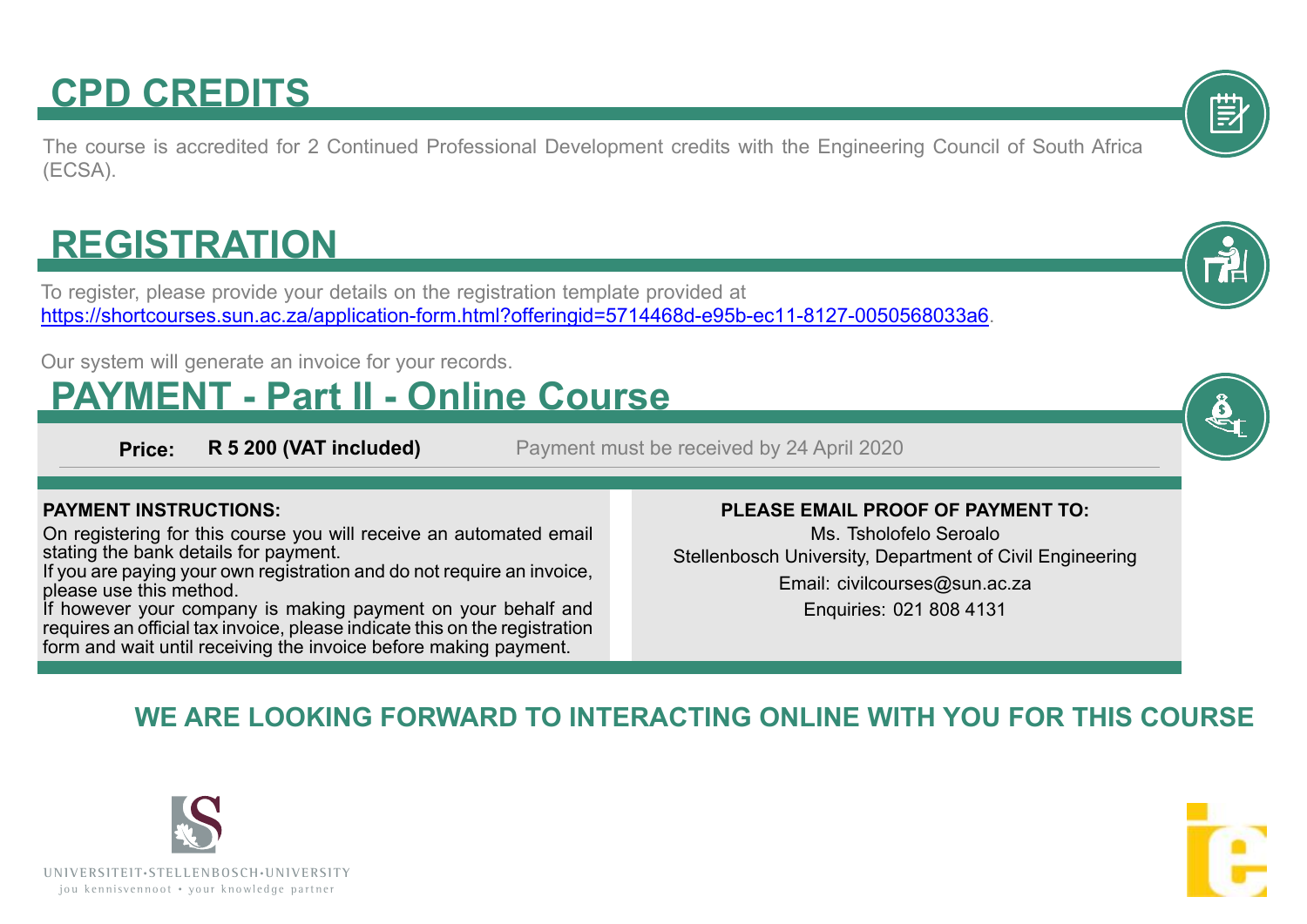## CPD CREDITS

The course is accredited for 2 Continued Professional Development credits with the Engineering Council of South Africa (ECSA).

## REGISTRATION

To register, please provide your details on the registration template provided at https://shortcourses.sun.ac.za/application-form.html?offeringid=5714468d-e95b-ec11-8127-0050568033a6.

Our system will generate an invoice for your records.

## PAYMENT - Part II - Online Course

**Price:** **R 5 200 (VAT included)** Payment must be received by 24 April 2020

**PAYMENT INSTRUCTIONS:**

On registering for this course you will receive an automated email stating the bank details for payment.

If you are paying your own registration and do not require an invoice, please use this method.

If however your company is making payment on your behalf and requires an official tax invoice, please indicate this on the registration form and wait until receiving the invoice before making payment.

**PLEASE EMAIL PROOF OF PAYMENT TO:**

Ms. Tsholofelo Seroalo

Stellenbosch University, Department of Civil Engineering

Email: civilcourses@sun.ac.za

Enquiries: 021 808 4131

**WE ARE LOOKING FORWARD TO INTERACTING ONLINE WITH YOU FOR THIS COURSE**

UNIVERSITEIT•STELLENBOSCH•UNIVERSITY

jou kennisvennoot • your knowledge partner